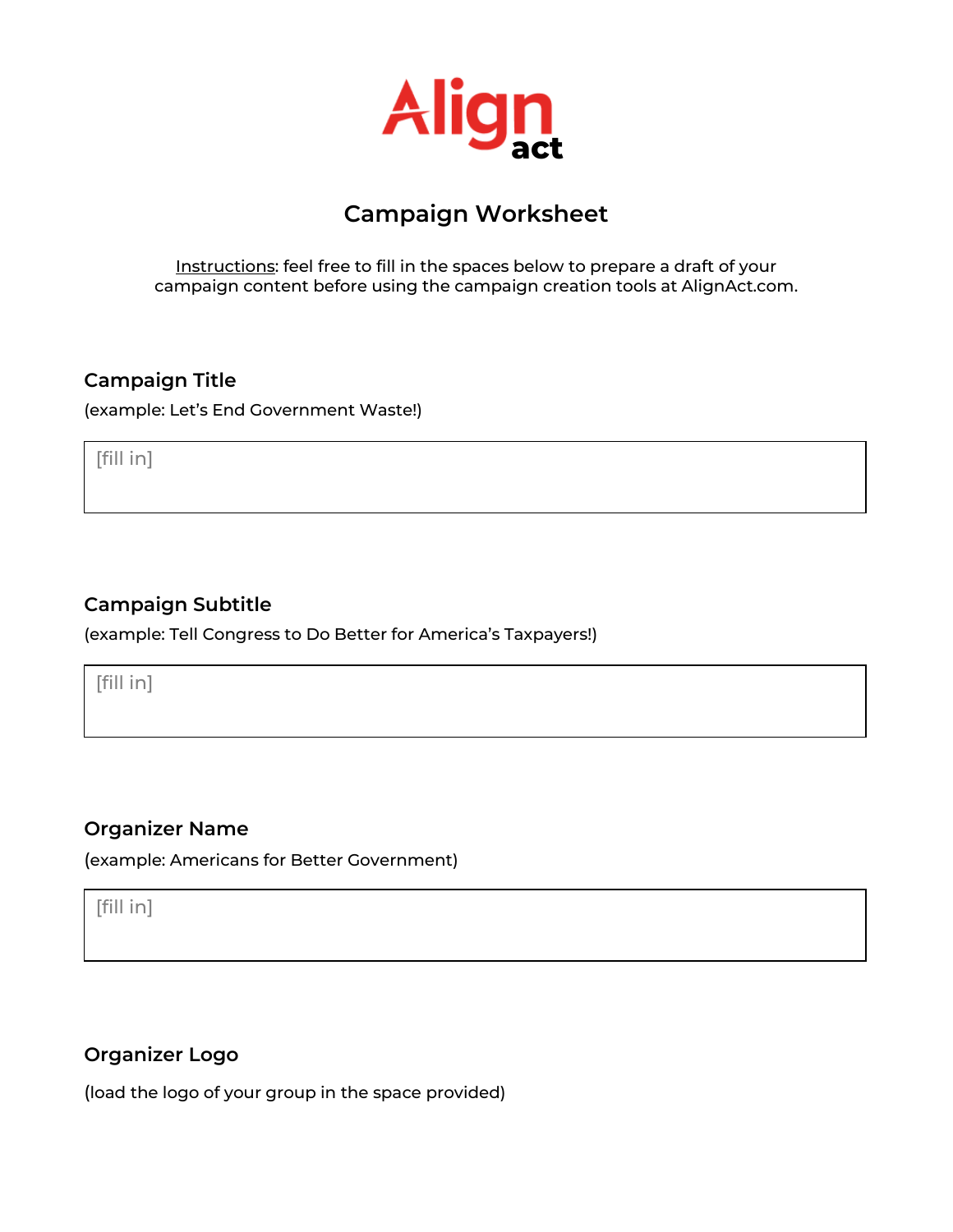# Align act

## Campaign Worksheet

Instructions: feel free to fill in the spaces below to prepare a draft of your campaign content before using the campaign creation tools at AlignAct.com.

### Campaign Title

(example: Let's End Government Waste!)

[fill in]

### Campaign Subtitle

(example: Tell Congress to Do Better for America's Taxpayers!)

[fill in]

### Organizer Name

(example: Americans for Better Government)

[fill in]

### Organizer Logo

(load the logo of your group in the space provided)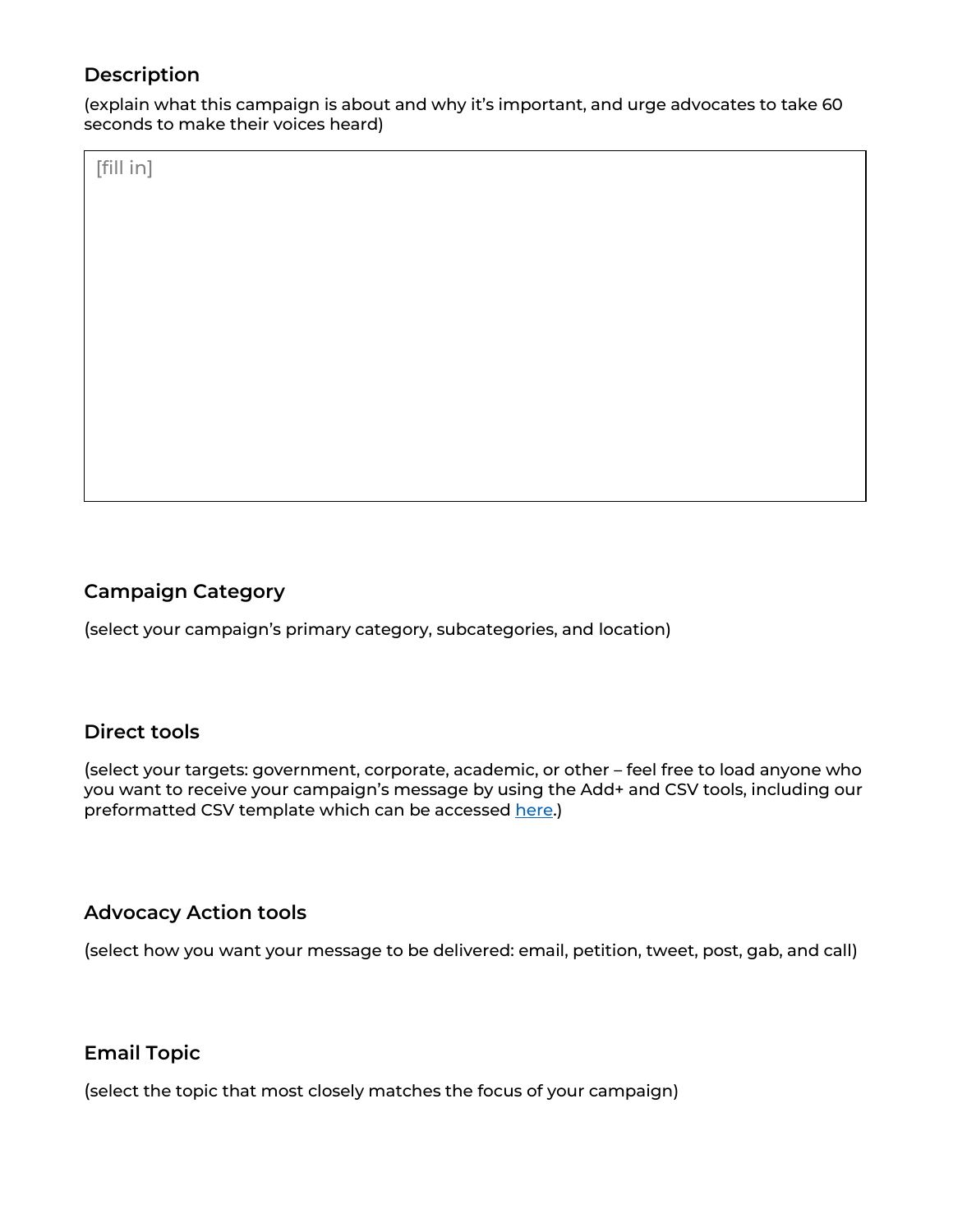### Description

(explain what this campaign is about and why it's important, and urge advocates to take 60 seconds to make their voices heard)

| [fill in] |
|---|

### Campaign Category

(select your campaign's primary category, subcategories, and location)

### Direct tools

(select your targets: government, corporate, academic, or other – feel free to load anyone who you want to receive your campaign's message by using the Add+ and CSV tools, including our preformatted CSV template which can be accessed here.)

### Advocacy Action tools

(select how you want your message to be delivered: email, petition, tweet, post, gab, and call)

### Email Topic

(select the topic that most closely matches the focus of your campaign)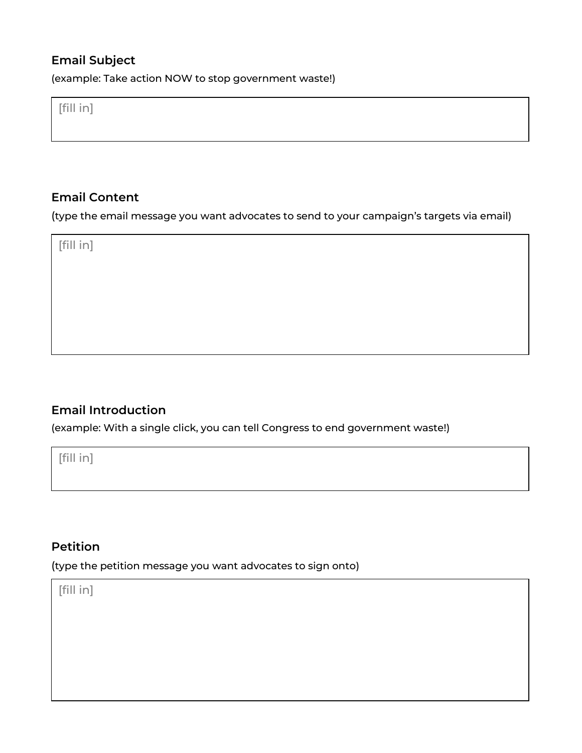### Email Subject

(example: Take action NOW to stop government waste!)

[fill in]

### Email Content

(type the email message you want advocates to send to your campaign's targets via email)

[fill in]

### Email Introduction

(example: With a single click, you can tell Congress to end government waste!)

[fill in]

### Petition

(type the petition message you want advocates to sign onto)

[fill in]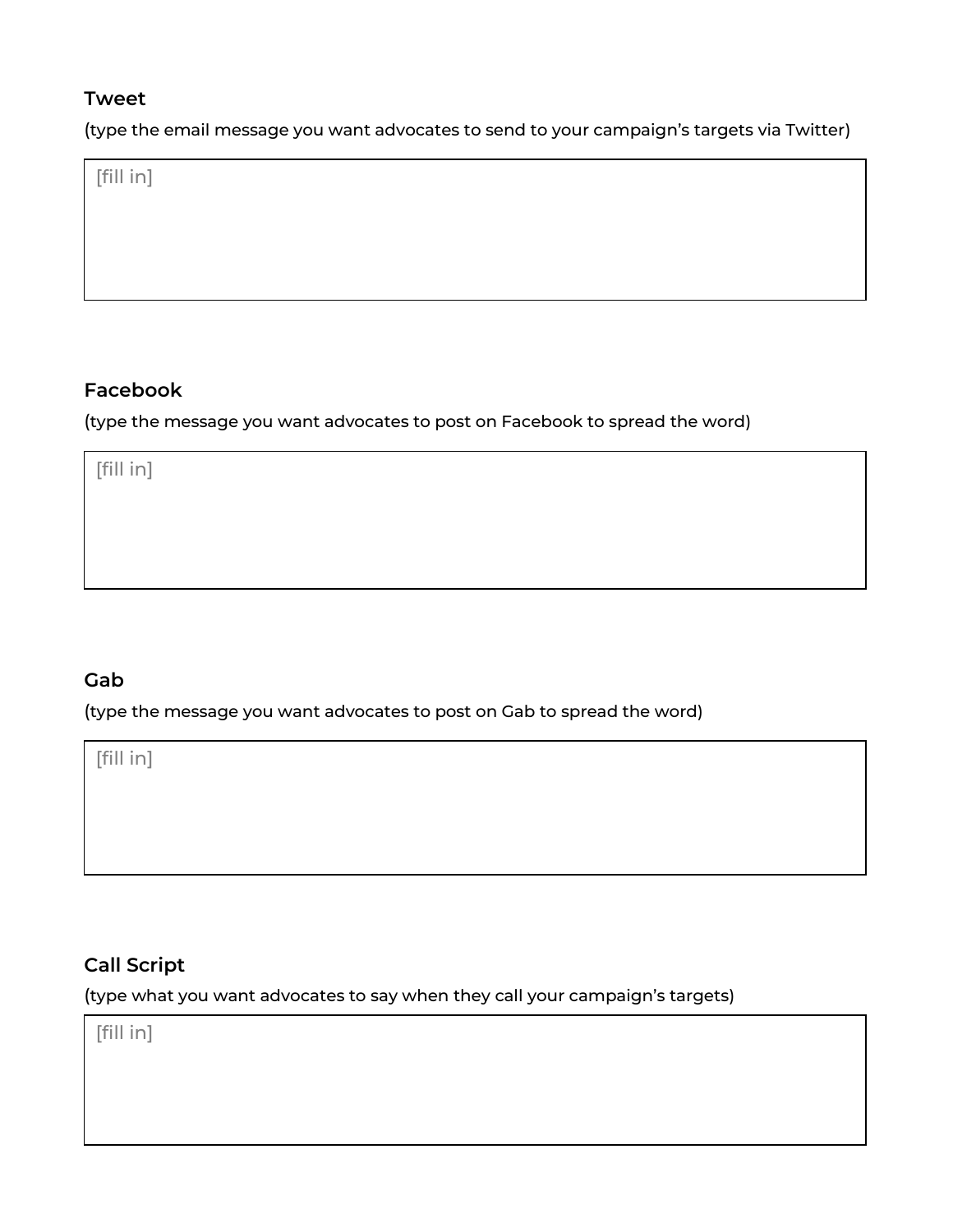**Tweet**

(type the email message you want advocates to send to your campaign's targets via Twitter)

[fill in]

**Facebook**

(type the message you want advocates to post on Facebook to spread the word)

[fill in]

**Gab**

(type the message you want advocates to post on Gab to spread the word)

[fill in]

**Call Script**

(type what you want advocates to say when they call your campaign's targets)

[fill in]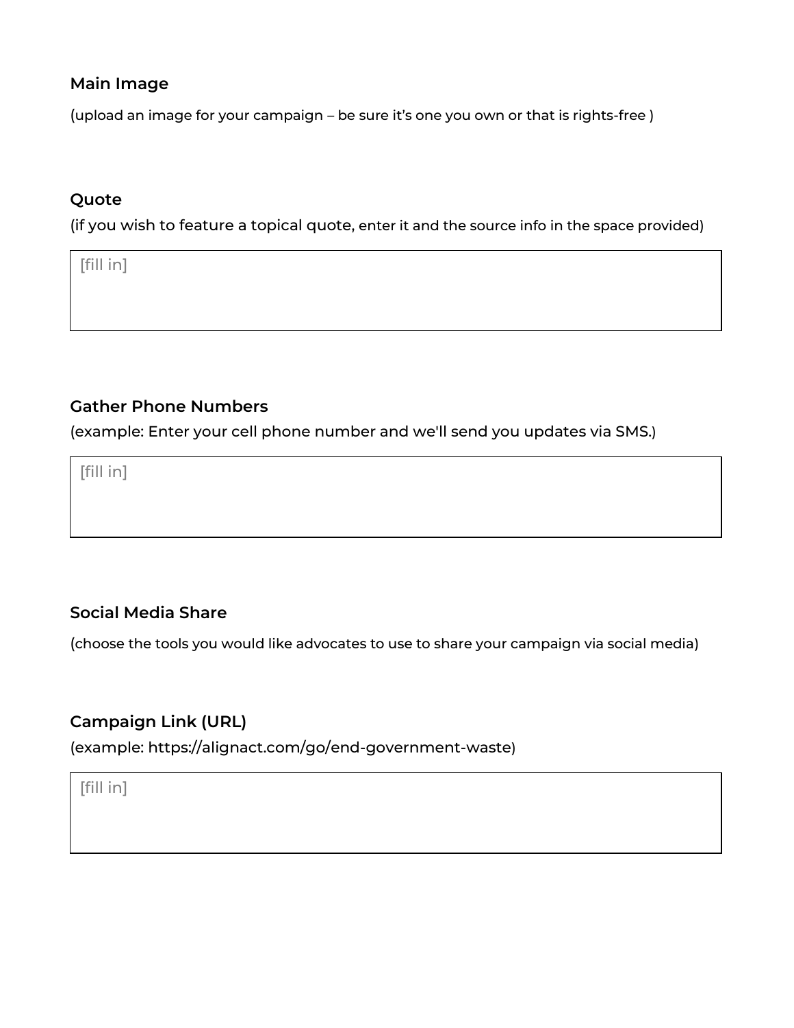### Main Image

(upload an image for your campaign – be sure it's one you own or that is rights-free )

### Quote

(if you wish to feature a topical quote, enter it and the source info in the space provided)

[fill in]

### Gather Phone Numbers

(example: Enter your cell phone number and we'll send you updates via SMS.)

[fill in]

### Social Media Share

(choose the tools you would like advocates to use to share your campaign via social media)

### Campaign Link (URL)

(example: https://alignact.com/go/end-government-waste)

[fill in]